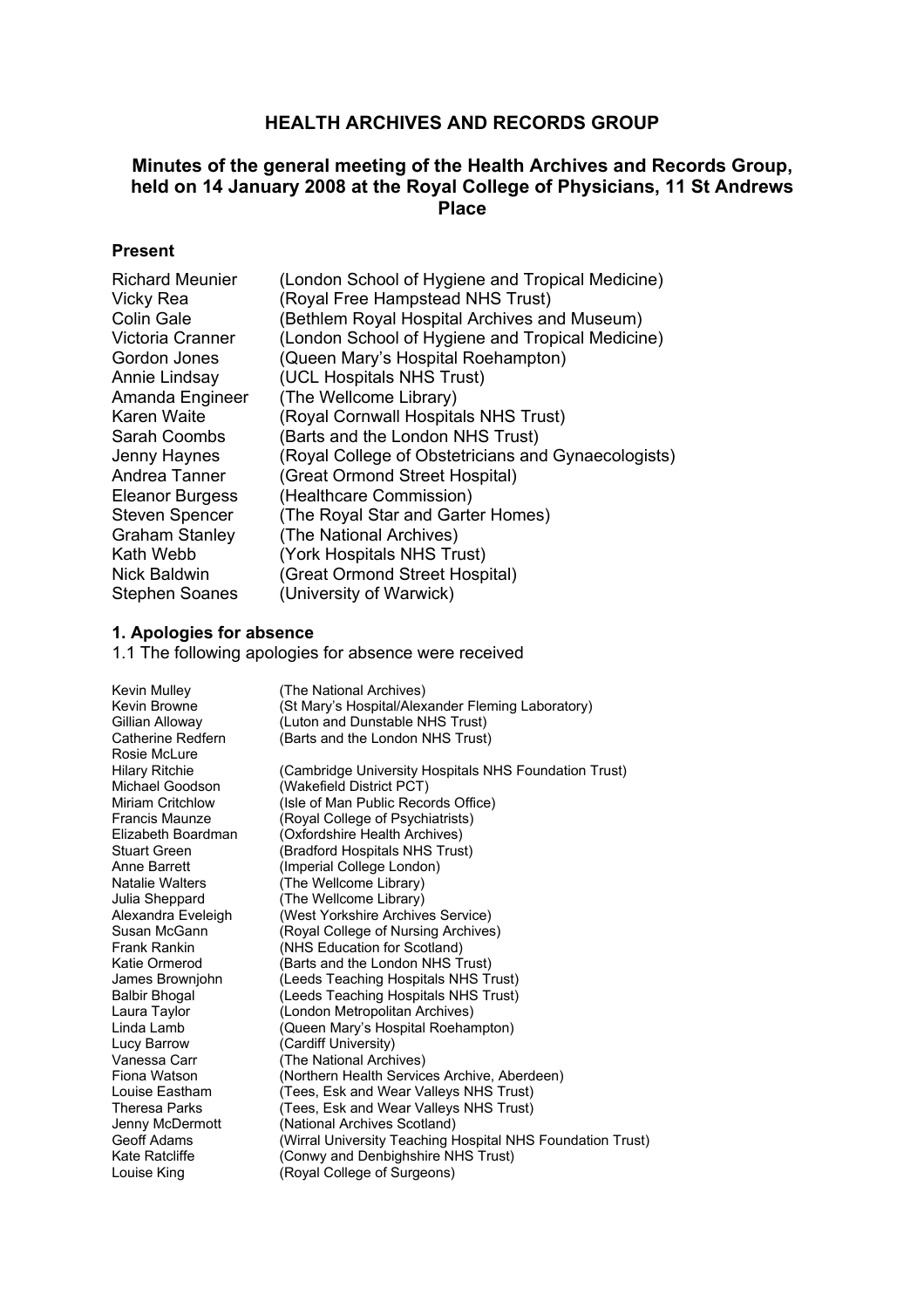# HEALTH ARCHIVES AND RECORDS GROUP

## Minutes of the general meeting of the Health Archives and Records Group, held on 14 January 2008 at the Royal College of Physicians, 11 St Andrews Place

### Present

| | |
|---|---|
| Richard Meunier | (London School of Hygiene and Tropical Medicine) |
| Vicky Rea | (Royal Free Hampstead NHS Trust) |
| Colin Gale | (Bethlem Royal Hospital Archives and Museum) |
| Victoria Cranner | (London School of Hygiene and Tropical Medicine) |
| Gordon Jones | (Queen Mary's Hospital Roehampton) |
| Annie Lindsay | (UCL Hospitals NHS Trust) |
| Amanda Engineer | (The Wellcome Library) |
| Karen Waite | (Royal Cornwall Hospitals NHS Trust) |
| Sarah Coombs | (Barts and the London NHS Trust) |
| Jenny Haynes | (Royal College of Obstetricians and Gynaecologists) |
| Andrea Tanner | (Great Ormond Street Hospital) |
| Eleanor Burgess | (Healthcare Commission) |
| Steven Spencer | (The Royal Star and Garter Homes) |
| Graham Stanley | (The National Archives) |
| Kath Webb | (York Hospitals NHS Trust) |
| Nick Baldwin | (Great Ormond Street Hospital) |
| Stephen Soanes | (University of Warwick) |

### 1. Apologies for absence

1.1 The following apologies for absence were received

| | |
|---|---|
| Kevin Mulley | (The National Archives) |
| Kevin Browne | (St Mary's Hospital/Alexander Fleming Laboratory) |
| Gillian Alloway | (Luton and Dunstable NHS Trust) |
| Catherine Redfern | (Barts and the London NHS Trust) |
| Rosie McLure | |
| Hilary Ritchie | (Cambridge University Hospitals NHS Foundation Trust) |
| Michael Goodson | (Wakefield District PCT) |
| Miriam Critchlow | (Isle of Man Public Records Office) |
| Francis Maunze | (Royal College of Psychiatrists) |
| Elizabeth Boardman | (Oxfordshire Health Archives) |
| Stuart Green | (Bradford Hospitals NHS Trust) |
| Anne Barrett | (Imperial College London) |
| Natalie Walters | (The Wellcome Library) |
| Julia Sheppard | (The Wellcome Library) |
| Alexandra Eveleigh | (West Yorkshire Archives Service) |
| Susan McGann | (Royal College of Nursing Archives) |
| Frank Rankin | (NHS Education for Scotland) |
| Katie Ormerod | (Barts and the London NHS Trust) |
| James Brownjohn | (Leeds Teaching Hospitals NHS Trust) |
| Balbir Bhogal | (Leeds Teaching Hospitals NHS Trust) |
| Laura Taylor | (London Metropolitan Archives) |
| Linda Lamb | (Queen Mary's Hospital Roehampton) |
| Lucy Barrow | (Cardiff University) |
| Vanessa Carr | (The National Archives) |
| Fiona Watson | (Northern Health Services Archive, Aberdeen) |
| Louise Eastham | (Tees, Esk and Wear Valleys NHS Trust) |
| Theresa Parks | (Tees, Esk and Wear Valleys NHS Trust) |
| Jenny McDermott | (National Archives Scotland) |
| Geoff Adams | (Wirral University Teaching Hospital NHS Foundation Trust) |
| Kate Ratcliffe | (Conwy and Denbighshire NHS Trust) |
| Louise King | (Royal College of Surgeons) |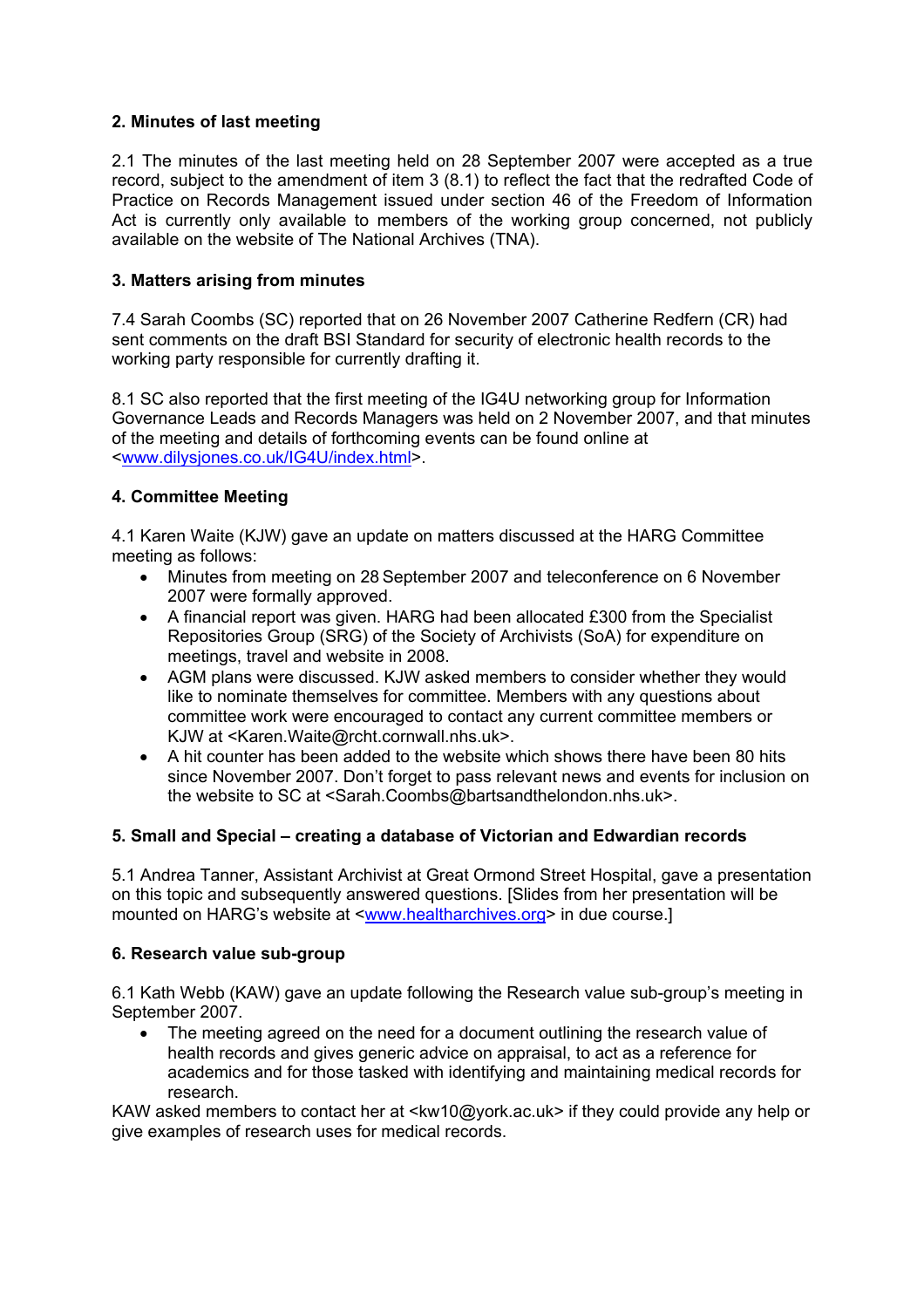**2. Minutes of last meeting**

2.1 The minutes of the last meeting held on 28 September 2007 were accepted as a true record, subject to the amendment of item 3 (8.1) to reflect the fact that the redrafted Code of Practice on Records Management issued under section 46 of the Freedom of Information Act is currently only available to members of the working group concerned, not publicly available on the website of The National Archives (TNA).

**3. Matters arising from minutes**

7.4 Sarah Coombs (SC) reported that on 26 November 2007 Catherine Redfern (CR) had sent comments on the draft BSI Standard for security of electronic health records to the working party responsible for currently drafting it.

8.1 SC also reported that the first meeting of the IG4U networking group for Information Governance Leads and Records Managers was held on 2 November 2007, and that minutes of the meeting and details of forthcoming events can be found online at <www.dilysjones.co.uk/IG4U/index.html>.

**4. Committee Meeting**

4.1 Karen Waite (KJW) gave an update on matters discussed at the HARG Committee meeting as follows:

- Minutes from meeting on 28 September 2007 and teleconference on 6 November 2007 were formally approved.
- A financial report was given. HARG had been allocated £300 from the Specialist Repositories Group (SRG) of the Society of Archivists (SoA) for expenditure on meetings, travel and website in 2008.
- AGM plans were discussed. KJW asked members to consider whether they would like to nominate themselves for committee. Members with any questions about committee work were encouraged to contact any current committee members or KJW at <Karen.Waite@rcht.cornwall.nhs.uk>.
- A hit counter has been added to the website which shows there have been 80 hits since November 2007. Don't forget to pass relevant news and events for inclusion on the website to SC at <Sarah.Coombs@bartsandthelondon.nhs.uk>.

**5. Small and Special – creating a database of Victorian and Edwardian records**

5.1 Andrea Tanner, Assistant Archivist at Great Ormond Street Hospital, gave a presentation on this topic and subsequently answered questions. [Slides from her presentation will be mounted on HARG's website at <www.healtharchives.org> in due course.]

**6. Research value sub-group**

6.1 Kath Webb (KAW) gave an update following the Research value sub-group's meeting in September 2007.

- The meeting agreed on the need for a document outlining the research value of health records and gives generic advice on appraisal, to act as a reference for academics and for those tasked with identifying and maintaining medical records for research.

KAW asked members to contact her at <kw10@york.ac.uk> if they could provide any help or give examples of research uses for medical records.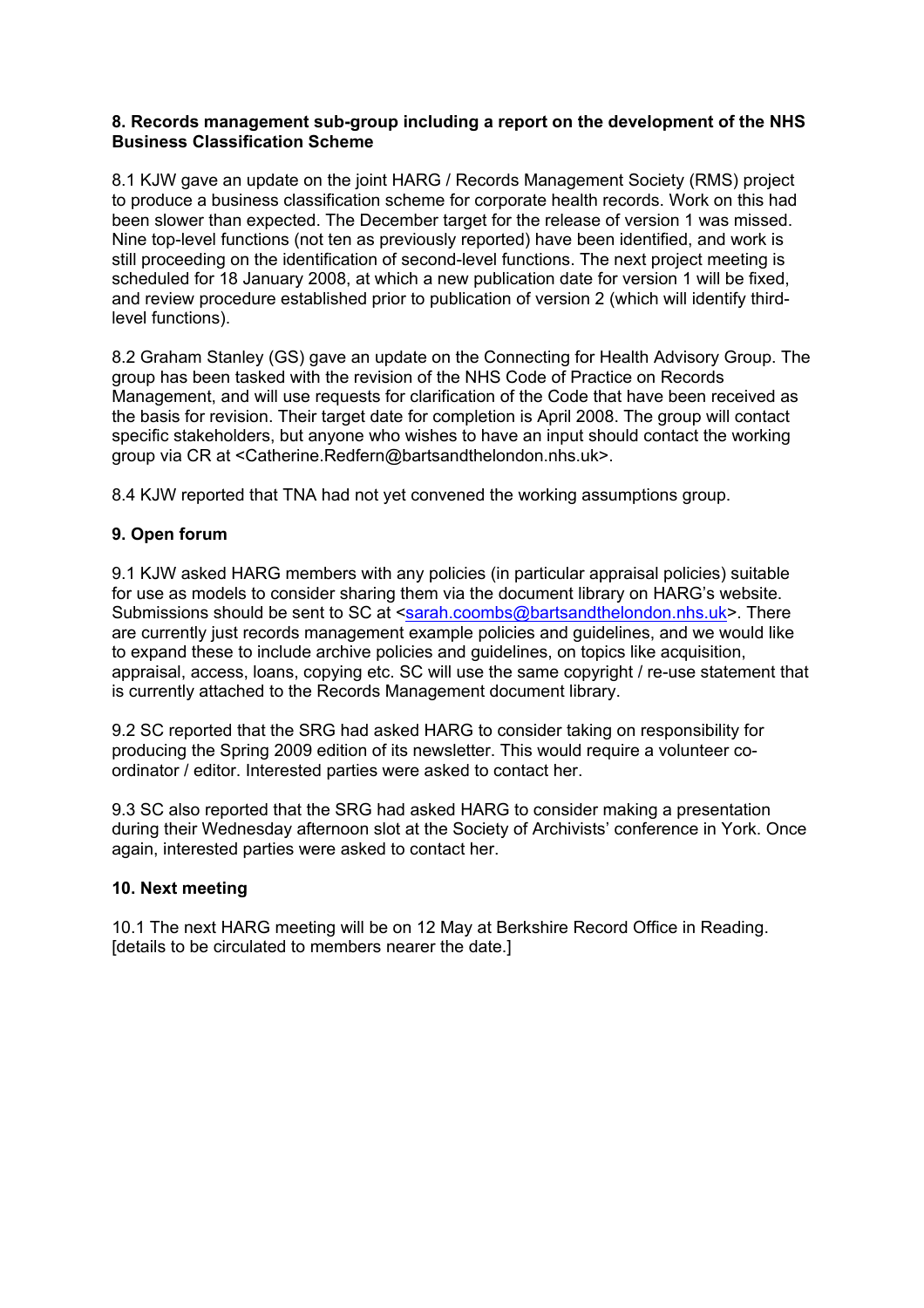### 8. Records management sub-group including a report on the development of the NHS Business Classification Scheme

8.1 KJW gave an update on the joint HARG / Records Management Society (RMS) project to produce a business classification scheme for corporate health records. Work on this had been slower than expected. The December target for the release of version 1 was missed. Nine top-level functions (not ten as previously reported) have been identified, and work is still proceeding on the identification of second-level functions. The next project meeting is scheduled for 18 January 2008, at which a new publication date for version 1 will be fixed, and review procedure established prior to publication of version 2 (which will identify third-level functions).

8.2 Graham Stanley (GS) gave an update on the Connecting for Health Advisory Group. The group has been tasked with the revision of the NHS Code of Practice on Records Management, and will use requests for clarification of the Code that have been received as the basis for revision. Their target date for completion is April 2008. The group will contact specific stakeholders, but anyone who wishes to have an input should contact the working group via CR at <Catherine.Redfern@bartsandthelondon.nhs.uk>.

8.4 KJW reported that TNA had not yet convened the working assumptions group.

### 9. Open forum

9.1 KJW asked HARG members with any policies (in particular appraisal policies) suitable for use as models to consider sharing them via the document library on HARG's website. Submissions should be sent to SC at <sarah.coombs@bartsandthelondon.nhs.uk>. There are currently just records management example policies and guidelines, and we would like to expand these to include archive policies and guidelines, on topics like acquisition, appraisal, access, loans, copying etc. SC will use the same copyright / re-use statement that is currently attached to the Records Management document library.

9.2 SC reported that the SRG had asked HARG to consider taking on responsibility for producing the Spring 2009 edition of its newsletter. This would require a volunteer co-ordinator / editor. Interested parties were asked to contact her.

9.3 SC also reported that the SRG had asked HARG to consider making a presentation during their Wednesday afternoon slot at the Society of Archivists' conference in York. Once again, interested parties were asked to contact her.

### 10. Next meeting

10.1 The next HARG meeting will be on 12 May at Berkshire Record Office in Reading. [details to be circulated to members nearer the date.]